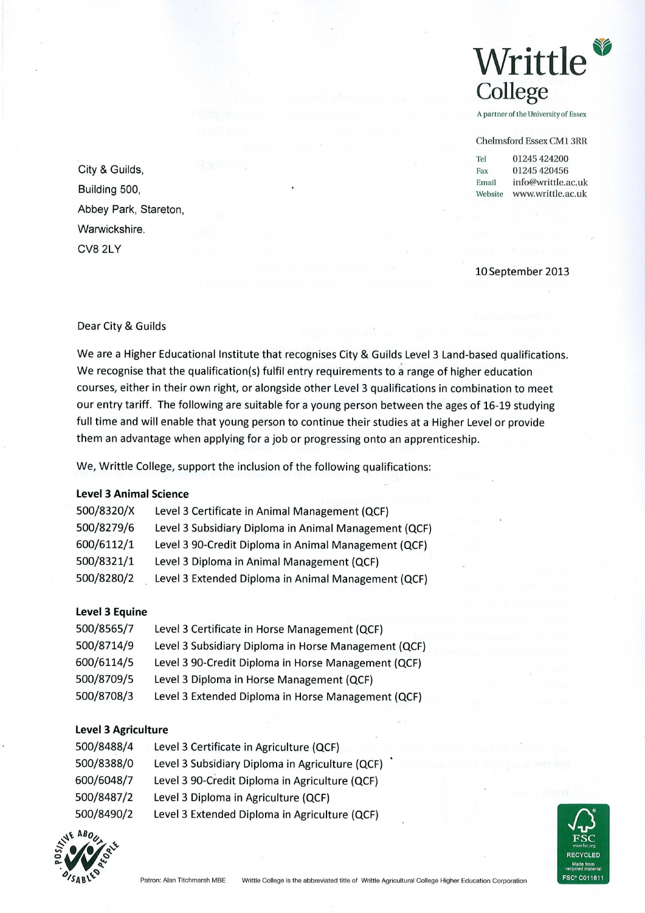**Writttle College**

A partner of the University of Essex

Chelmsford Essex CM1 3RR

Tel 01245 424200
Fax 01245 420456
Email info@writtle.ac.uk
Website www.writtle.ac.uk

City & Guilds,
Building 500,
Abbey Park, Stareton,
Warwickshire.
CV8 2LY

10 September 2013

Dear City & Guilds

We are a Higher Educational Institute that recognises City & Guilds Level 3 Land-based qualifications. We recognise that the qualification(s) fulfil entry requirements to a range of higher education courses, either in their own right, or alongside other Level 3 qualifications in combination to meet our entry tariff. The following are suitable for a young person between the ages of 16-19 studying full time and will enable that young person to continue their studies at a Higher Level or provide them an advantage when applying for a job or progressing onto an apprenticeship.

We, Writtle College, support the inclusion of the following qualifications:

**Level 3 Animal Science**

| | |
|---|---|
| 500/8320/X | Level 3 Certificate in Animal Management (QCF) |
| 500/8279/6 | Level 3 Subsidiary Diploma in Animal Management (QCF) |
| 600/6112/1 | Level 3 90-Credit Diploma in Animal Management (QCF) |
| 500/8321/1 | Level 3 Diploma in Animal Management (QCF) |
| 500/8280/2 | Level 3 Extended Diploma in Animal Management (QCF) |

**Level 3 Equine**

| | |
|---|---|
| 500/8565/7 | Level 3 Certificate in Horse Management (QCF) |
| 500/8714/9 | Level 3 Subsidiary Diploma in Horse Management (QCF) |
| 600/6114/5 | Level 3 90-Credit Diploma in Horse Management (QCF) |
| 500/8709/5 | Level 3 Diploma in Horse Management (QCF) |
| 500/8708/3 | Level 3 Extended Diploma in Horse Management (QCF) |

**Level 3 Agriculture**

| | |
|---|---|
| 500/8488/4 | Level 3 Certificate in Agriculture (QCF) |
| 500/8388/0 | Level 3 Subsidiary Diploma in Agriculture (QCF) |
| 600/6048/7 | Level 3 90-Credit Diploma in Agriculture (QCF) |
| 500/8487/2 | Level 3 Diploma in Agriculture (QCF) |
| 500/8490/2 | Level 3 Extended Diploma in Agriculture (QCF) |

Patron: Alan Titchmarsh MBE Writtle College is the abbreviated title of Writtle Agricultural College Higher Education Corporation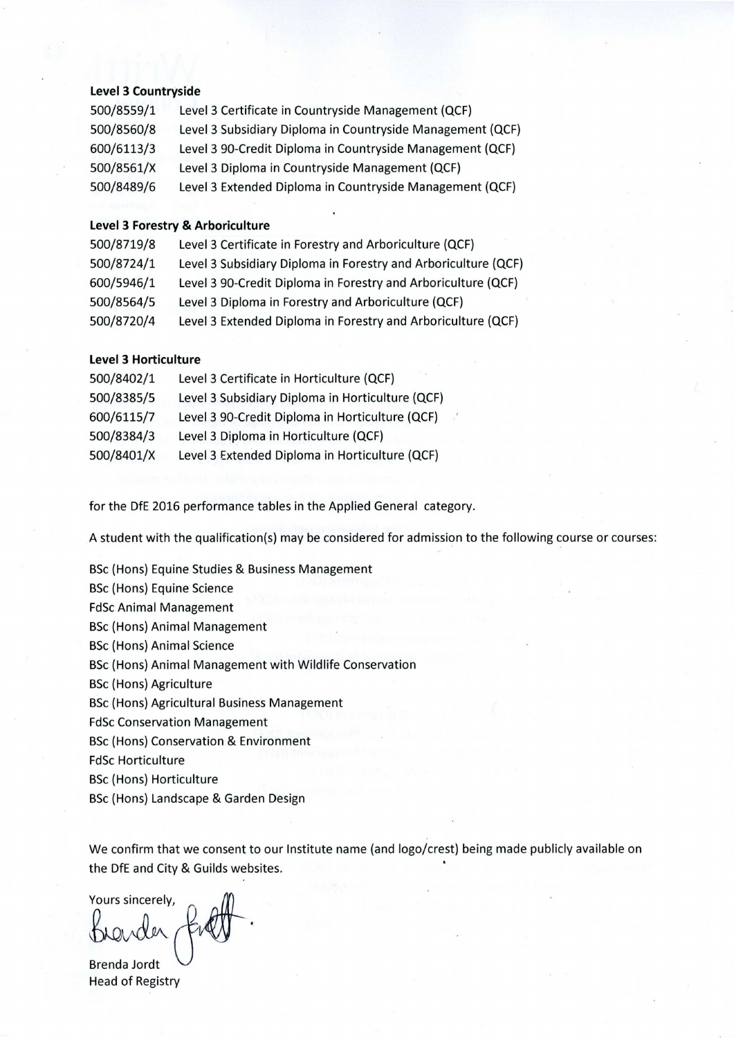**Level 3 Countryside**

| | |
|---|---|
| 500/8559/1 | Level 3 Certificate in Countryside Management (QCF) |
| 500/8560/8 | Level 3 Subsidiary Diploma in Countryside Management (QCF) |
| 600/6113/3 | Level 3 90-Credit Diploma in Countryside Management (QCF) |
| 500/8561/X | Level 3 Diploma in Countryside Management (QCF) |
| 500/8489/6 | Level 3 Extended Diploma in Countryside Management (QCF) |

**Level 3 Forestry & Arboriculture**

| | |
|---|---|
| 500/8719/8 | Level 3 Certificate in Forestry and Arboriculture (QCF) |
| 500/8724/1 | Level 3 Subsidiary Diploma in Forestry and Arboriculture (QCF) |
| 600/5946/1 | Level 3 90-Credit Diploma in Forestry and Arboriculture (QCF) |
| 500/8564/5 | Level 3 Diploma in Forestry and Arboriculture (QCF) |
| 500/8720/4 | Level 3 Extended Diploma in Forestry and Arboriculture (QCF) |

**Level 3 Horticulture**

| | |
|---|---|
| 500/8402/1 | Level 3 Certificate in Horticulture (QCF) |
| 500/8385/5 | Level 3 Subsidiary Diploma in Horticulture (QCF) |
| 600/6115/7 | Level 3 90-Credit Diploma in Horticulture (QCF) |
| 500/8384/3 | Level 3 Diploma in Horticulture (QCF) |
| 500/8401/X | Level 3 Extended Diploma in Horticulture (QCF) |

for the DfE 2016 performance tables in the Applied General category.

A student with the qualification(s) may be considered for admission to the following course or courses:

BSc (Hons) Equine Studies & Business Management
BSc (Hons) Equine Science
FdSc Animal Management
BSc (Hons) Animal Management
BSc (Hons) Animal Science
BSc (Hons) Animal Management with Wildlife Conservation
BSc (Hons) Agriculture
BSc (Hons) Agricultural Business Management
FdSc Conservation Management
BSc (Hons) Conservation & Environment
FdSc Horticulture
BSc (Hons) Horticulture
BSc (Hons) Landscape & Garden Design

We confirm that we consent to our Institute name (and logo/crest) being made publicly available on the DfE and City & Guilds websites.

Yours sincerely,

Brenda Jordt
Head of Registry